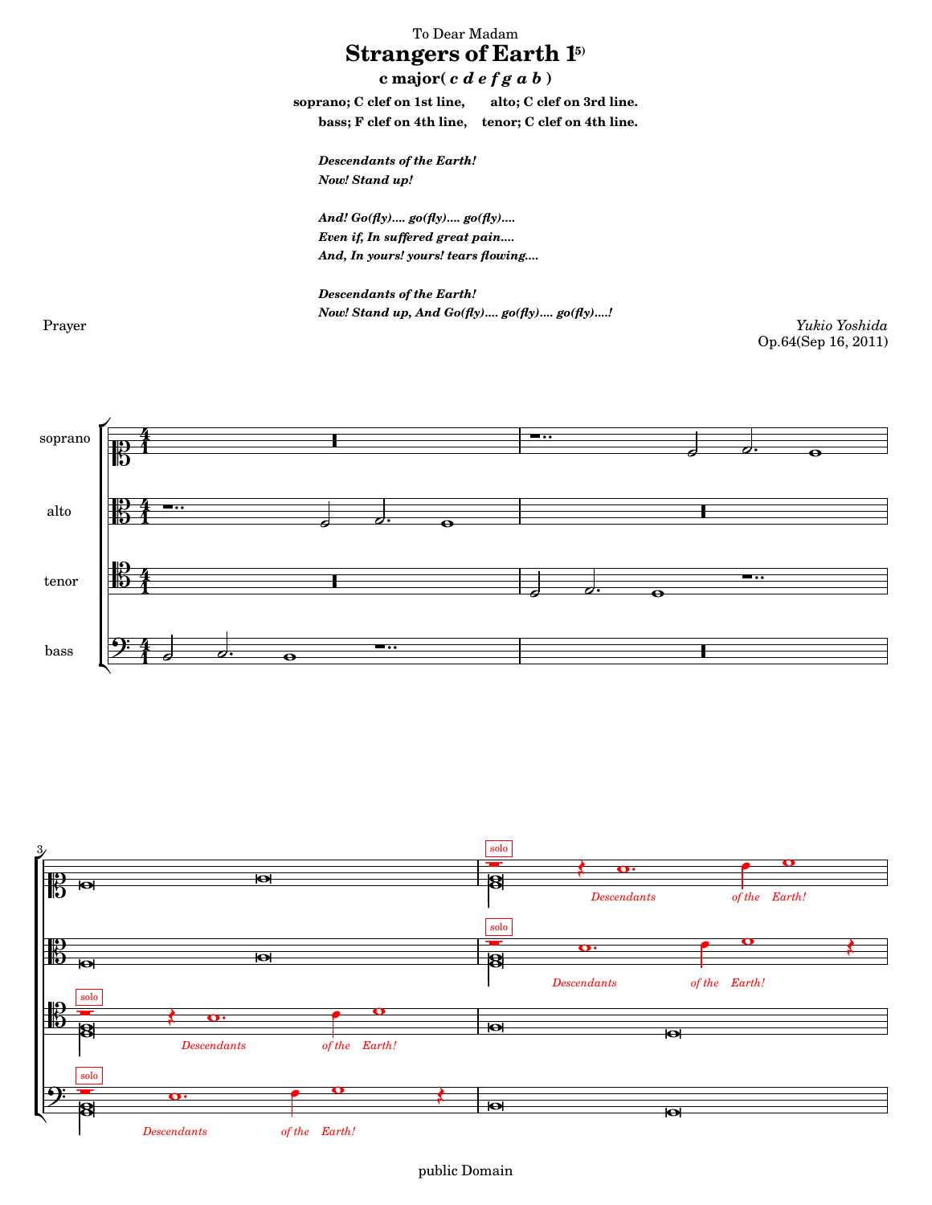To Dear Madam

# Strangers of Earth 1[5)]

### c major( *c d e f g a b* )

**soprano; C clef on 1st line, alto; C clef on 3rd line.**
**bass; F clef on 4th line, tenor; C clef on 4th line.**

***Descendants of the Earth!***
***Now! Stand up!***

***And! Go(fly).... go(fly).... go(fly)....***
***Even if, In suffered great pain....***
***And, In yours! yours! tears flowing....***

***Descendants of the Earth!***
***Now! Stand up, And Go(fly).... go(fly).... go(fly)....!***

Prayer

*Yukio Yoshida*
Op.64(Sep 16, 2011)

soprano

alto

tenor

bass

solo *Descendants of the Earth!*

solo *Descendants of the Earth!*

solo *Descendants of the Earth!*

solo *Descendants of the Earth!*

public Domain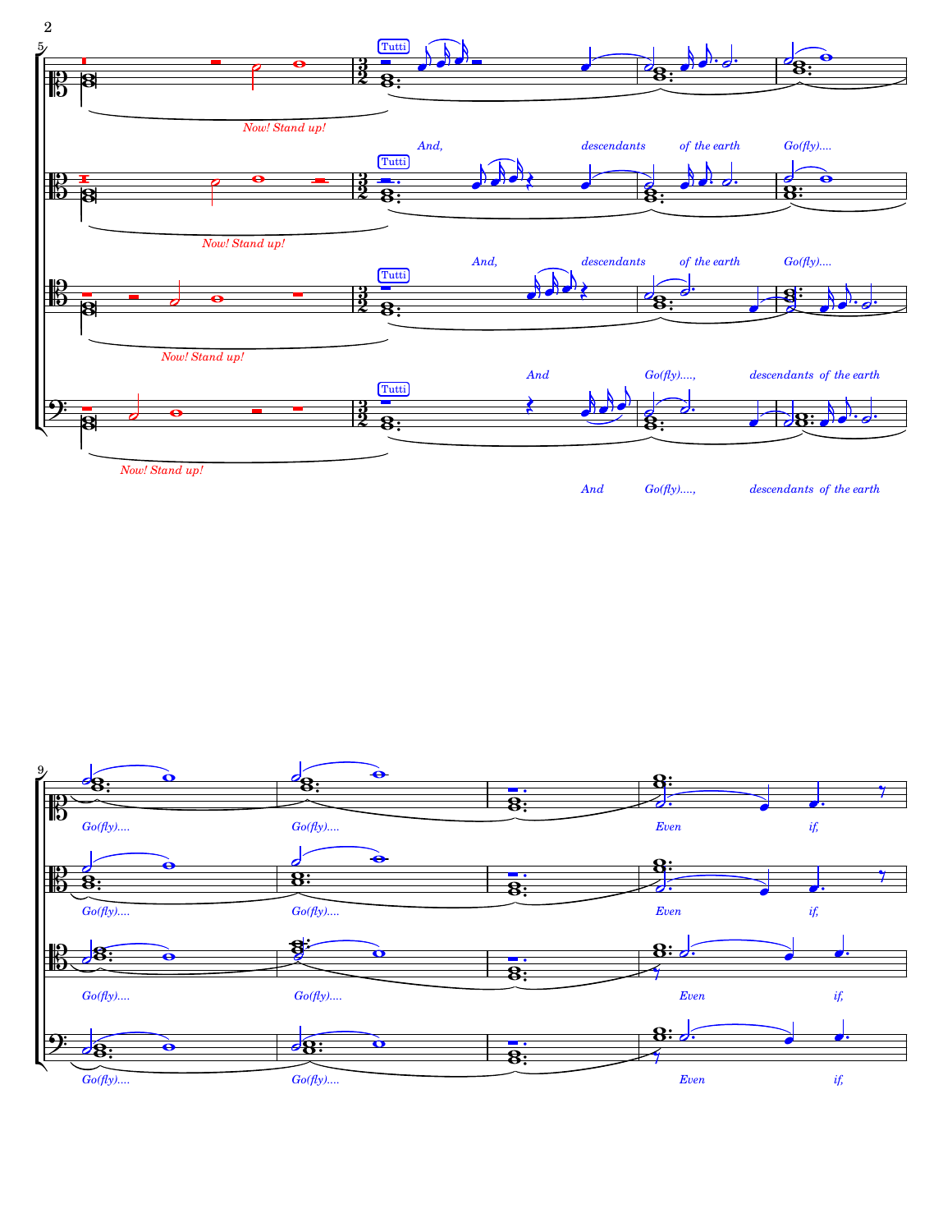Now! Stand up!

Tutti

*And, descendants of the earth Go(fly)....*

*Go(fly).... Go(fly).... Even if,*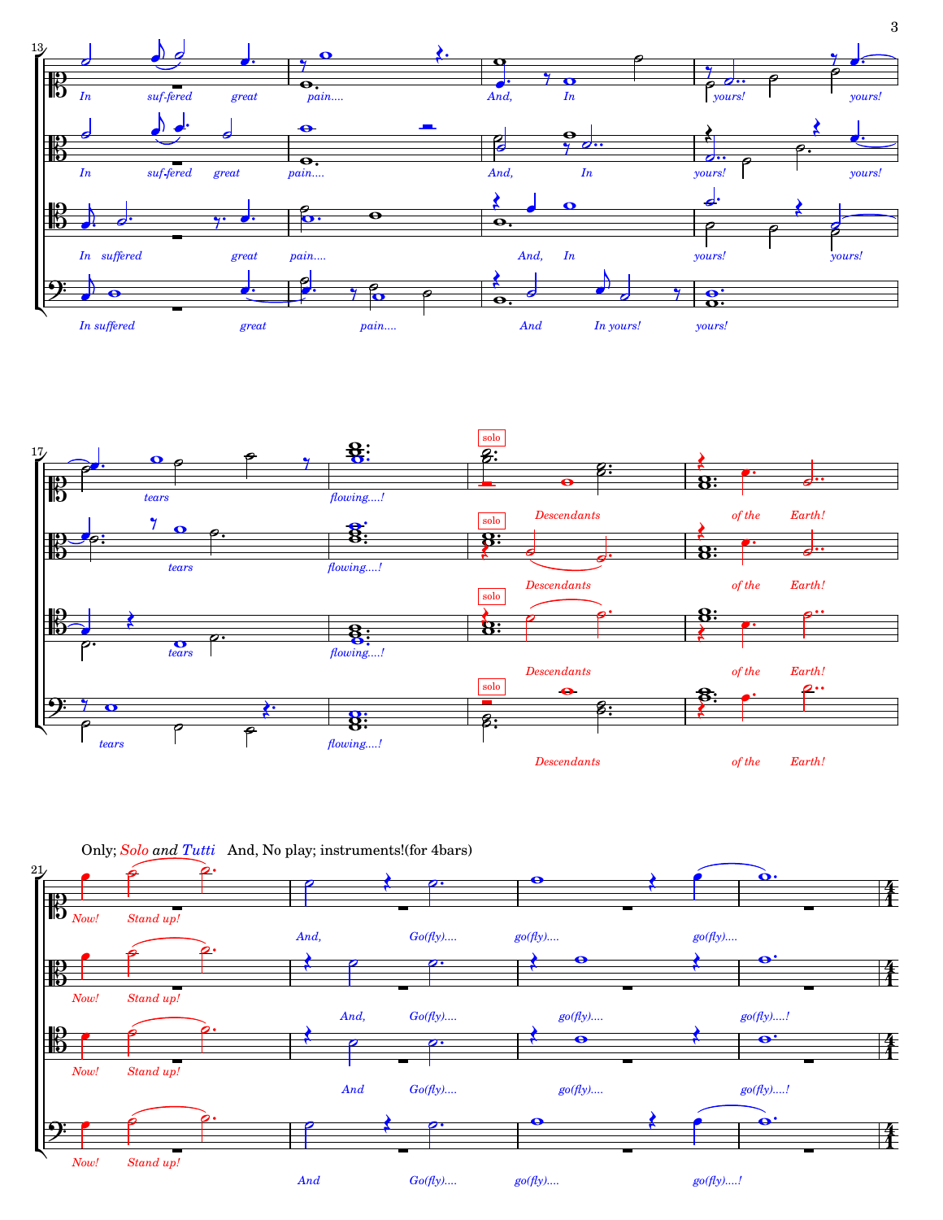Only; *Solo and Tutti*   And, No play; instruments!(for 4bars)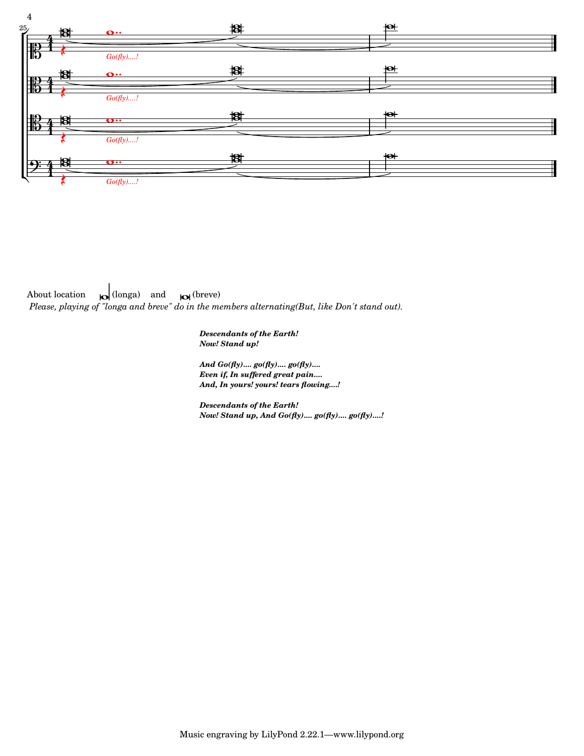About location (longa) and (breve)

*Please, playing of "longa and breve" do in the members alternating(But, like Don't stand out).*

***Descendants of the Earth!***
***Now! Stand up!***

***And Go(fly).... go(fly).... go(fly)....***
***Even if, In suffered great pain....***
***And, In yours! yours! tears flowing....!***

***Descendants of the Earth!***
***Now! Stand up, And Go(fly).... go(fly).... go(fly)....!***

Music engraving by LilyPond 2.22.1—www.lilypond.org